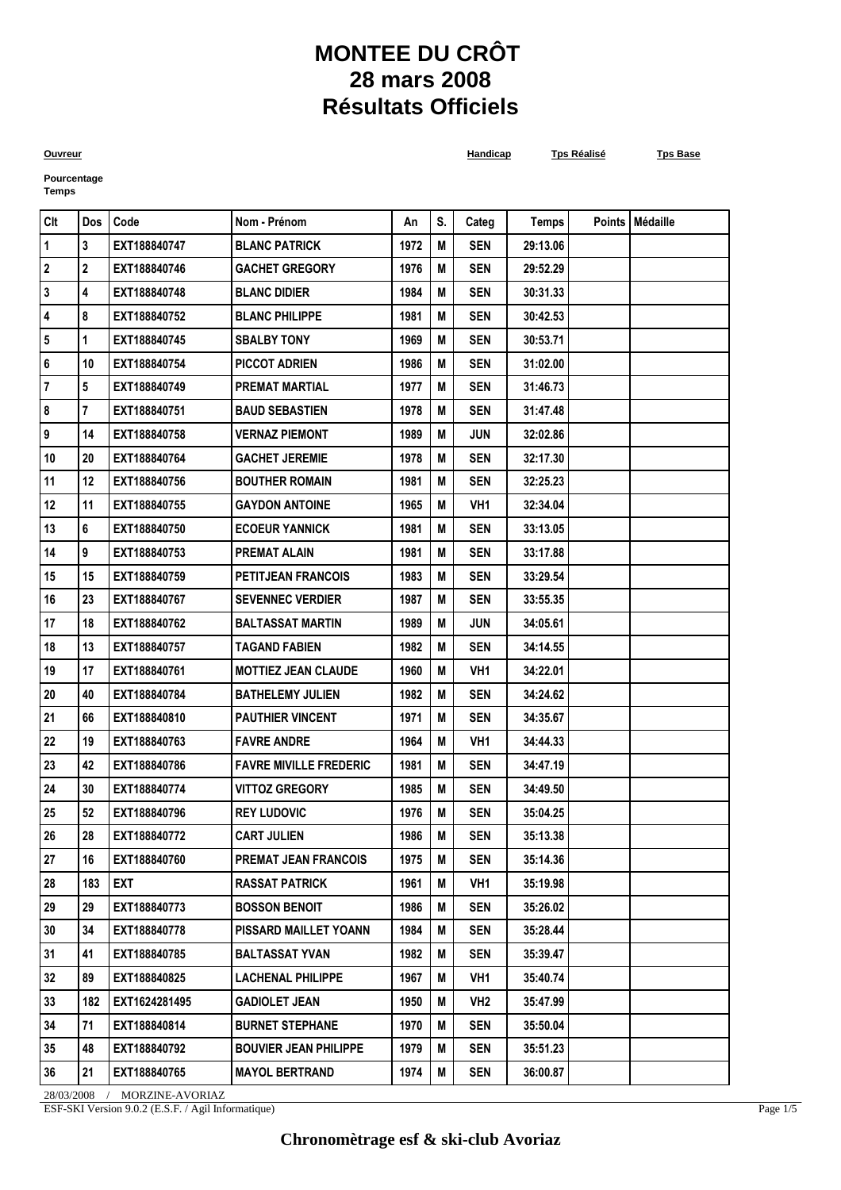# MONTEE DU CRÔT
# 28 mars 2008
# Résultats Officiels

**Ouvreur** **Handicap** **Tps Réalisé** **Tps Base**

**Pourcentage**
**Temps**

| Clt | Dos | Code | Nom - Prénom | An | S. | Categ | Temps | Points | Médaille |
|---|---|---|---|---|---|---|---|---|---|
| 1 | 3 | EXT188840747 | BLANC PATRICK | 1972 | M | SEN | 29:13.06 | | |
| 2 | 2 | EXT188840746 | GACHET GREGORY | 1976 | M | SEN | 29:52.29 | | |
| 3 | 4 | EXT188840748 | BLANC DIDIER | 1984 | M | SEN | 30:31.33 | | |
| 4 | 8 | EXT188840752 | BLANC PHILIPPE | 1981 | M | SEN | 30:42.53 | | |
| 5 | 1 | EXT188840745 | SBALBY TONY | 1969 | M | SEN | 30:53.71 | | |
| 6 | 10 | EXT188840754 | PICCOT ADRIEN | 1986 | M | SEN | 31:02.00 | | |
| 7 | 5 | EXT188840749 | PREMAT MARTIAL | 1977 | M | SEN | 31:46.73 | | |
| 8 | 7 | EXT188840751 | BAUD SEBASTIEN | 1978 | M | SEN | 31:47.48 | | |
| 9 | 14 | EXT188840758 | VERNAZ PIEMONT | 1989 | M | JUN | 32:02.86 | | |
| 10 | 20 | EXT188840764 | GACHET JEREMIE | 1978 | M | SEN | 32:17.30 | | |
| 11 | 12 | EXT188840756 | BOUTHER ROMAIN | 1981 | M | SEN | 32:25.23 | | |
| 12 | 11 | EXT188840755 | GAYDON ANTOINE | 1965 | M | VH1 | 32:34.04 | | |
| 13 | 6 | EXT188840750 | ECOEUR YANNICK | 1981 | M | SEN | 33:13.05 | | |
| 14 | 9 | EXT188840753 | PREMAT ALAIN | 1981 | M | SEN | 33:17.88 | | |
| 15 | 15 | EXT188840759 | PETITJEAN FRANCOIS | 1983 | M | SEN | 33:29.54 | | |
| 16 | 23 | EXT188840767 | SEVENNEC VERDIER | 1987 | M | SEN | 33:55.35 | | |
| 17 | 18 | EXT188840762 | BALTASSAT MARTIN | 1989 | M | JUN | 34:05.61 | | |
| 18 | 13 | EXT188840757 | TAGAND FABIEN | 1982 | M | SEN | 34:14.55 | | |
| 19 | 17 | EXT188840761 | MOTTIEZ JEAN CLAUDE | 1960 | M | VH1 | 34:22.01 | | |
| 20 | 40 | EXT188840784 | BATHELEMY JULIEN | 1982 | M | SEN | 34:24.62 | | |
| 21 | 66 | EXT188840810 | PAUTHIER VINCENT | 1971 | M | SEN | 34:35.67 | | |
| 22 | 19 | EXT188840763 | FAVRE ANDRE | 1964 | M | VH1 | 34:44.33 | | |
| 23 | 42 | EXT188840786 | FAVRE MIVILLE FREDERIC | 1981 | M | SEN | 34:47.19 | | |
| 24 | 30 | EXT188840774 | VITTOZ GREGORY | 1985 | M | SEN | 34:49.50 | | |
| 25 | 52 | EXT188840796 | REY LUDOVIC | 1976 | M | SEN | 35:04.25 | | |
| 26 | 28 | EXT188840772 | CART JULIEN | 1986 | M | SEN | 35:13.38 | | |
| 27 | 16 | EXT188840760 | PREMAT JEAN FRANCOIS | 1975 | M | SEN | 35:14.36 | | |
| 28 | 183 | EXT | RASSAT PATRICK | 1961 | M | VH1 | 35:19.98 | | |
| 29 | 29 | EXT188840773 | BOSSON BENOIT | 1986 | M | SEN | 35:26.02 | | |
| 30 | 34 | EXT188840778 | PISSARD MAILLET YOANN | 1984 | M | SEN | 35:28.44 | | |
| 31 | 41 | EXT188840785 | BALTASSAT YVAN | 1982 | M | SEN | 35:39.47 | | |
| 32 | 89 | EXT188840825 | LACHENAL PHILIPPE | 1967 | M | VH1 | 35:40.74 | | |
| 33 | 182 | EXT1624281495 | GADIOLET JEAN | 1950 | M | VH2 | 35:47.99 | | |
| 34 | 71 | EXT188840814 | BURNET STEPHANE | 1970 | M | SEN | 35:50.04 | | |
| 35 | 48 | EXT188840792 | BOUVIER JEAN PHILIPPE | 1979 | M | SEN | 35:51.23 | | |
| 36 | 21 | EXT188840765 | MAYOL BERTRAND | 1974 | M | SEN | 36:00.87 | | |

28/03/2008 / MORZINE-AVORIAZ

ESF-SKI Version 9.0.2 (E.S.F. / Agil Informatique)

**Chronomètrage esf & ski-club Avoriaz**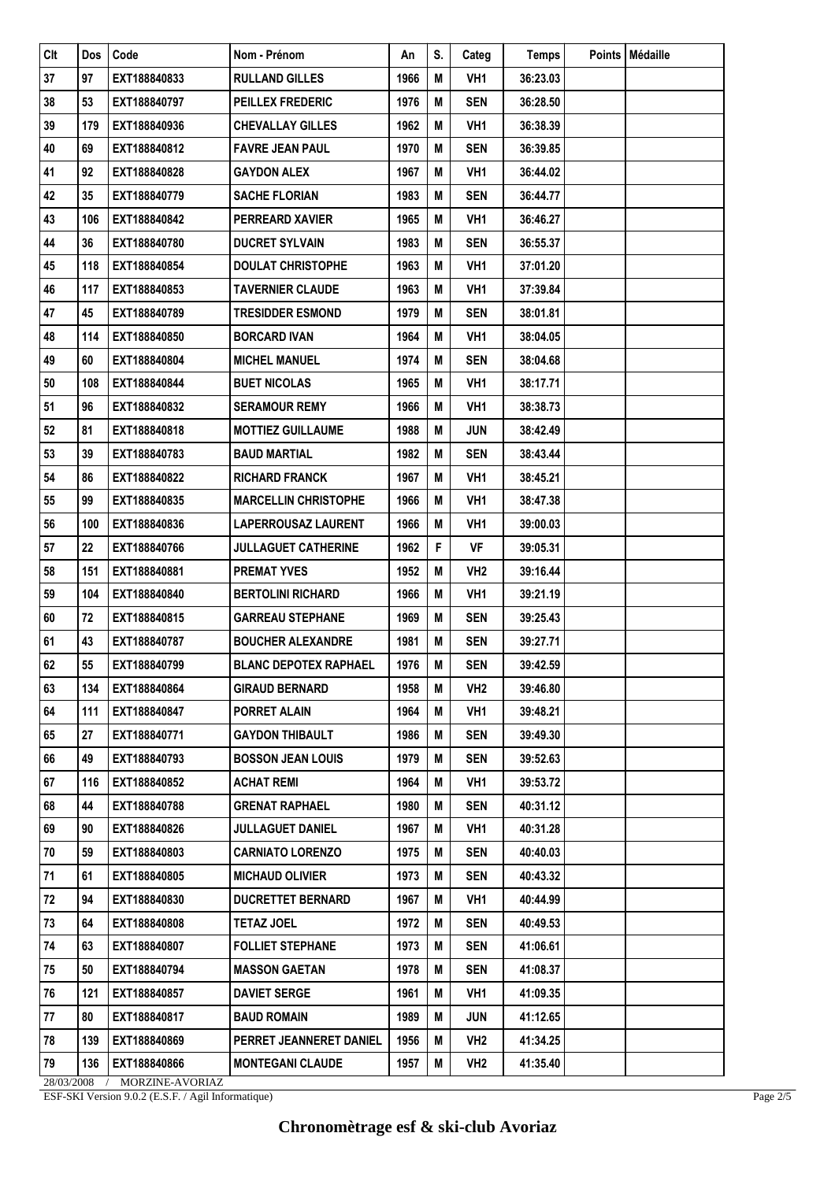| Clt | Dos | Code | Nom - Prénom | An | S. | Categ | Temps | Points | Médaille |
|---|---|---|---|---|---|---|---|---|---|
| 37 | 97 | EXT188840833 | RULLAND GILLES | 1966 | M | VH1 | 36:23.03 | | |
| 38 | 53 | EXT188840797 | PEILLEX FREDERIC | 1976 | M | SEN | 36:28.50 | | |
| 39 | 179 | EXT188840936 | CHEVALLAY GILLES | 1962 | M | VH1 | 36:38.39 | | |
| 40 | 69 | EXT188840812 | FAVRE JEAN PAUL | 1970 | M | SEN | 36:39.85 | | |
| 41 | 92 | EXT188840828 | GAYDON ALEX | 1967 | M | VH1 | 36:44.02 | | |
| 42 | 35 | EXT188840779 | SACHE FLORIAN | 1983 | M | SEN | 36:44.77 | | |
| 43 | 106 | EXT188840842 | PERREARD XAVIER | 1965 | M | VH1 | 36:46.27 | | |
| 44 | 36 | EXT188840780 | DUCRET SYLVAIN | 1983 | M | SEN | 36:55.37 | | |
| 45 | 118 | EXT188840854 | DOULAT CHRISTOPHE | 1963 | M | VH1 | 37:01.20 | | |
| 46 | 117 | EXT188840853 | TAVERNIER CLAUDE | 1963 | M | VH1 | 37:39.84 | | |
| 47 | 45 | EXT188840789 | TRESIDDER ESMOND | 1979 | M | SEN | 38:01.81 | | |
| 48 | 114 | EXT188840850 | BORCARD IVAN | 1964 | M | VH1 | 38:04.05 | | |
| 49 | 60 | EXT188840804 | MICHEL MANUEL | 1974 | M | SEN | 38:04.68 | | |
| 50 | 108 | EXT188840844 | BUET NICOLAS | 1965 | M | VH1 | 38:17.71 | | |
| 51 | 96 | EXT188840832 | SERAMOUR REMY | 1966 | M | VH1 | 38:38.73 | | |
| 52 | 81 | EXT188840818 | MOTTIEZ GUILLAUME | 1988 | M | JUN | 38:42.49 | | |
| 53 | 39 | EXT188840783 | BAUD MARTIAL | 1982 | M | SEN | 38:43.44 | | |
| 54 | 86 | EXT188840822 | RICHARD FRANCK | 1967 | M | VH1 | 38:45.21 | | |
| 55 | 99 | EXT188840835 | MARCELLIN CHRISTOPHE | 1966 | M | VH1 | 38:47.38 | | |
| 56 | 100 | EXT188840836 | LAPERROUSAZ LAURENT | 1966 | M | VH1 | 39:00.03 | | |
| 57 | 22 | EXT188840766 | JULLAGUET CATHERINE | 1962 | F | VF | 39:05.31 | | |
| 58 | 151 | EXT188840881 | PREMAT YVES | 1952 | M | VH2 | 39:16.44 | | |
| 59 | 104 | EXT188840840 | BERTOLINI RICHARD | 1966 | M | VH1 | 39:21.19 | | |
| 60 | 72 | EXT188840815 | GARREAU STEPHANE | 1969 | M | SEN | 39:25.43 | | |
| 61 | 43 | EXT188840787 | BOUCHER ALEXANDRE | 1981 | M | SEN | 39:27.71 | | |
| 62 | 55 | EXT188840799 | BLANC DEPOTEX RAPHAEL | 1976 | M | SEN | 39:42.59 | | |
| 63 | 134 | EXT188840864 | GIRAUD BERNARD | 1958 | M | VH2 | 39:46.80 | | |
| 64 | 111 | EXT188840847 | PORRET ALAIN | 1964 | M | VH1 | 39:48.21 | | |
| 65 | 27 | EXT188840771 | GAYDON THIBAULT | 1986 | M | SEN | 39:49.30 | | |
| 66 | 49 | EXT188840793 | BOSSON JEAN LOUIS | 1979 | M | SEN | 39:52.63 | | |
| 67 | 116 | EXT188840852 | ACHAT REMI | 1964 | M | VH1 | 39:53.72 | | |
| 68 | 44 | EXT188840788 | GRENAT RAPHAEL | 1980 | M | SEN | 40:31.12 | | |
| 69 | 90 | EXT188840826 | JULLAGUET DANIEL | 1967 | M | VH1 | 40:31.28 | | |
| 70 | 59 | EXT188840803 | CARNIATO LORENZO | 1975 | M | SEN | 40:40.03 | | |
| 71 | 61 | EXT188840805 | MICHAUD OLIVIER | 1973 | M | SEN | 40:43.32 | | |
| 72 | 94 | EXT188840830 | DUCRETTET BERNARD | 1967 | M | VH1 | 40:44.99 | | |
| 73 | 64 | EXT188840808 | TETAZ JOEL | 1972 | M | SEN | 40:49.53 | | |
| 74 | 63 | EXT188840807 | FOLLIET STEPHANE | 1973 | M | SEN | 41:06.61 | | |
| 75 | 50 | EXT188840794 | MASSON GAETAN | 1978 | M | SEN | 41:08.37 | | |
| 76 | 121 | EXT188840857 | DAVIET SERGE | 1961 | M | VH1 | 41:09.35 | | |
| 77 | 80 | EXT188840817 | BAUD ROMAIN | 1989 | M | JUN | 41:12.65 | | |
| 78 | 139 | EXT188840869 | PERRET JEANNERET DANIEL | 1956 | M | VH2 | 41:34.25 | | |
| 79 | 136 | EXT188840866 | MONTEGANI CLAUDE | 1957 | M | VH2 | 41:35.40 | | |

28/03/2008 / MORZINE-AVORIAZ

ESF-SKI Version 9.0.2 (E.S.F. / Agil Informatique)

**Chronomètrage esf & ski-club Avoriaz**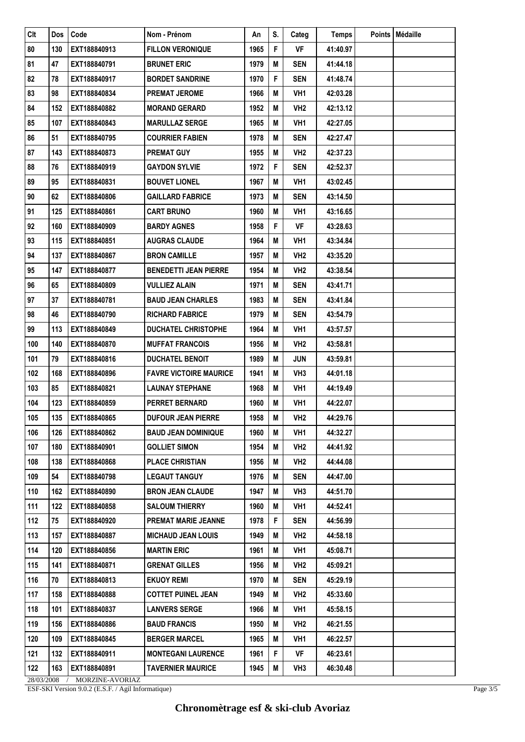| Clt | Dos | Code | Nom - Prénom | An | S. | Categ | Temps | Points | Médaille |
|---|---|---|---|---|---|---|---|---|---|
| 80 | 130 | EXT188840913 | FILLON VERONIQUE | 1965 | F | VF | 41:40.97 | | |
| 81 | 47 | EXT188840791 | BRUNET ERIC | 1979 | M | SEN | 41:44.18 | | |
| 82 | 78 | EXT188840917 | BORDET SANDRINE | 1970 | F | SEN | 41:48.74 | | |
| 83 | 98 | EXT188840834 | PREMAT JEROME | 1966 | M | VH1 | 42:03.28 | | |
| 84 | 152 | EXT188840882 | MORAND GERARD | 1952 | M | VH2 | 42:13.12 | | |
| 85 | 107 | EXT188840843 | MARULLAZ SERGE | 1965 | M | VH1 | 42:27.05 | | |
| 86 | 51 | EXT188840795 | COURRIER FABIEN | 1978 | M | SEN | 42:27.47 | | |
| 87 | 143 | EXT188840873 | PREMAT GUY | 1955 | M | VH2 | 42:37.23 | | |
| 88 | 76 | EXT188840919 | GAYDON SYLVIE | 1972 | F | SEN | 42:52.37 | | |
| 89 | 95 | EXT188840831 | BOUVET LIONEL | 1967 | M | VH1 | 43:02.45 | | |
| 90 | 62 | EXT188840806 | GAILLARD FABRICE | 1973 | M | SEN | 43:14.50 | | |
| 91 | 125 | EXT188840861 | CART BRUNO | 1960 | M | VH1 | 43:16.65 | | |
| 92 | 160 | EXT188840909 | BARDY AGNES | 1958 | F | VF | 43:28.63 | | |
| 93 | 115 | EXT188840851 | AUGRAS CLAUDE | 1964 | M | VH1 | 43:34.84 | | |
| 94 | 137 | EXT188840867 | BRON CAMILLE | 1957 | M | VH2 | 43:35.20 | | |
| 95 | 147 | EXT188840877 | BENEDETTI JEAN PIERRE | 1954 | M | VH2 | 43:38.54 | | |
| 96 | 65 | EXT188840809 | VULLIEZ ALAIN | 1971 | M | SEN | 43:41.71 | | |
| 97 | 37 | EXT188840781 | BAUD JEAN CHARLES | 1983 | M | SEN | 43:41.84 | | |
| 98 | 46 | EXT188840790 | RICHARD FABRICE | 1979 | M | SEN | 43:54.79 | | |
| 99 | 113 | EXT188840849 | DUCHATEL CHRISTOPHE | 1964 | M | VH1 | 43:57.57 | | |
| 100 | 140 | EXT188840870 | MUFFAT FRANCOIS | 1956 | M | VH2 | 43:58.81 | | |
| 101 | 79 | EXT188840816 | DUCHATEL BENOIT | 1989 | M | JUN | 43:59.81 | | |
| 102 | 168 | EXT188840896 | FAVRE VICTOIRE MAURICE | 1941 | M | VH3 | 44:01.18 | | |
| 103 | 85 | EXT188840821 | LAUNAY STEPHANE | 1968 | M | VH1 | 44:19.49 | | |
| 104 | 123 | EXT188840859 | PERRET BERNARD | 1960 | M | VH1 | 44:22.07 | | |
| 105 | 135 | EXT188840865 | DUFOUR JEAN PIERRE | 1958 | M | VH2 | 44:29.76 | | |
| 106 | 126 | EXT188840862 | BAUD JEAN DOMINIQUE | 1960 | M | VH1 | 44:32.27 | | |
| 107 | 180 | EXT188840901 | GOLLIET SIMON | 1954 | M | VH2 | 44:41.92 | | |
| 108 | 138 | EXT188840868 | PLACE CHRISTIAN | 1956 | M | VH2 | 44:44.08 | | |
| 109 | 54 | EXT188840798 | LEGAUT TANGUY | 1976 | M | SEN | 44:47.00 | | |
| 110 | 162 | EXT188840890 | BRON JEAN CLAUDE | 1947 | M | VH3 | 44:51.70 | | |
| 111 | 122 | EXT188840858 | SALOUM THIERRY | 1960 | M | VH1 | 44:52.41 | | |
| 112 | 75 | EXT188840920 | PREMAT MARIE JEANNE | 1978 | F | SEN | 44:56.99 | | |
| 113 | 157 | EXT188840887 | MICHAUD JEAN LOUIS | 1949 | M | VH2 | 44:58.18 | | |
| 114 | 120 | EXT188840856 | MARTIN ERIC | 1961 | M | VH1 | 45:08.71 | | |
| 115 | 141 | EXT188840871 | GRENAT GILLES | 1956 | M | VH2 | 45:09.21 | | |
| 116 | 70 | EXT188840813 | EKUOY REMI | 1970 | M | SEN | 45:29.19 | | |
| 117 | 158 | EXT188840888 | COTTET PUINEL JEAN | 1949 | M | VH2 | 45:33.60 | | |
| 118 | 101 | EXT188840837 | LANVERS SERGE | 1966 | M | VH1 | 45:58.15 | | |
| 119 | 156 | EXT188840886 | BAUD FRANCIS | 1950 | M | VH2 | 46:21.55 | | |
| 120 | 109 | EXT188840845 | BERGER MARCEL | 1965 | M | VH1 | 46:22.57 | | |
| 121 | 132 | EXT188840911 | MONTEGANI LAURENCE | 1961 | F | VF | 46:23.61 | | |
| 122 | 163 | EXT188840891 | TAVERNIER MAURICE | 1945 | M | VH3 | 46:30.48 | | |

28/03/2008 / MORZINE-AVORIAZ

ESF-SKI Version 9.0.2 (E.S.F. / Agil Informatique)

**Chronomètrage esf & ski-club Avoriaz**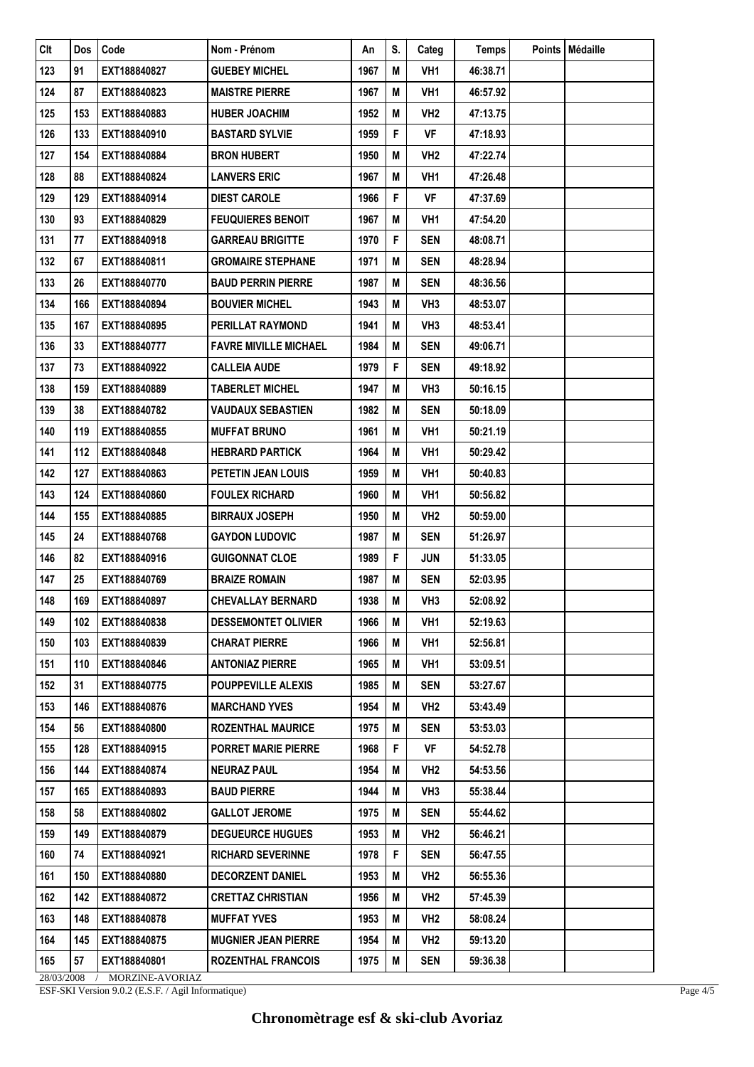| Clt | Dos | Code | Nom - Prénom | An | S. | Categ | Temps | Points | Médaille |
|---|---|---|---|---|---|---|---|---|---|
| 123 | 91 | EXT188840827 | GUEBEY MICHEL | 1967 | M | VH1 | 46:38.71 | | |
| 124 | 87 | EXT188840823 | MAISTRE PIERRE | 1967 | M | VH1 | 46:57.92 | | |
| 125 | 153 | EXT188840883 | HUBER JOACHIM | 1952 | M | VH2 | 47:13.75 | | |
| 126 | 133 | EXT188840910 | BASTARD SYLVIE | 1959 | F | VF | 47:18.93 | | |
| 127 | 154 | EXT188840884 | BRON HUBERT | 1950 | M | VH2 | 47:22.74 | | |
| 128 | 88 | EXT188840824 | LANVERS ERIC | 1967 | M | VH1 | 47:26.48 | | |
| 129 | 129 | EXT188840914 | DIEST CAROLE | 1966 | F | VF | 47:37.69 | | |
| 130 | 93 | EXT188840829 | FEUQUIERES BENOIT | 1967 | M | VH1 | 47:54.20 | | |
| 131 | 77 | EXT188840918 | GARREAU BRIGITTE | 1970 | F | SEN | 48:08.71 | | |
| 132 | 67 | EXT188840811 | GROMAIRE STEPHANE | 1971 | M | SEN | 48:28.94 | | |
| 133 | 26 | EXT188840770 | BAUD PERRIN PIERRE | 1987 | M | SEN | 48:36.56 | | |
| 134 | 166 | EXT188840894 | BOUVIER MICHEL | 1943 | M | VH3 | 48:53.07 | | |
| 135 | 167 | EXT188840895 | PERILLAT RAYMOND | 1941 | M | VH3 | 48:53.41 | | |
| 136 | 33 | EXT188840777 | FAVRE MIVILLE MICHAEL | 1984 | M | SEN | 49:06.71 | | |
| 137 | 73 | EXT188840922 | CALLEIA AUDE | 1979 | F | SEN | 49:18.92 | | |
| 138 | 159 | EXT188840889 | TABERLET MICHEL | 1947 | M | VH3 | 50:16.15 | | |
| 139 | 38 | EXT188840782 | VAUDAUX SEBASTIEN | 1982 | M | SEN | 50:18.09 | | |
| 140 | 119 | EXT188840855 | MUFFAT BRUNO | 1961 | M | VH1 | 50:21.19 | | |
| 141 | 112 | EXT188840848 | HEBRARD PARTICK | 1964 | M | VH1 | 50:29.42 | | |
| 142 | 127 | EXT188840863 | PETETIN JEAN LOUIS | 1959 | M | VH1 | 50:40.83 | | |
| 143 | 124 | EXT188840860 | FOULEX RICHARD | 1960 | M | VH1 | 50:56.82 | | |
| 144 | 155 | EXT188840885 | BIRRAUX JOSEPH | 1950 | M | VH2 | 50:59.00 | | |
| 145 | 24 | EXT188840768 | GAYDON LUDOVIC | 1987 | M | SEN | 51:26.97 | | |
| 146 | 82 | EXT188840916 | GUIGONNAT CLOE | 1989 | F | JUN | 51:33.05 | | |
| 147 | 25 | EXT188840769 | BRAIZE ROMAIN | 1987 | M | SEN | 52:03.95 | | |
| 148 | 169 | EXT188840897 | CHEVALLAY BERNARD | 1938 | M | VH3 | 52:08.92 | | |
| 149 | 102 | EXT188840838 | DESSEMONTET OLIVIER | 1966 | M | VH1 | 52:19.63 | | |
| 150 | 103 | EXT188840839 | CHARAT PIERRE | 1966 | M | VH1 | 52:56.81 | | |
| 151 | 110 | EXT188840846 | ANTONIAZ PIERRE | 1965 | M | VH1 | 53:09.51 | | |
| 152 | 31 | EXT188840775 | POUPPEVILLE ALEXIS | 1985 | M | SEN | 53:27.67 | | |
| 153 | 146 | EXT188840876 | MARCHAND YVES | 1954 | M | VH2 | 53:43.49 | | |
| 154 | 56 | EXT188840800 | ROZENTHAL MAURICE | 1975 | M | SEN | 53:53.03 | | |
| 155 | 128 | EXT188840915 | PORRET MARIE PIERRE | 1968 | F | VF | 54:52.78 | | |
| 156 | 144 | EXT188840874 | NEURAZ PAUL | 1954 | M | VH2 | 54:53.56 | | |
| 157 | 165 | EXT188840893 | BAUD PIERRE | 1944 | M | VH3 | 55:38.44 | | |
| 158 | 58 | EXT188840802 | GALLOT JEROME | 1975 | M | SEN | 55:44.62 | | |
| 159 | 149 | EXT188840879 | DEGUEURCE HUGUES | 1953 | M | VH2 | 56:46.21 | | |
| 160 | 74 | EXT188840921 | RICHARD SEVERINNE | 1978 | F | SEN | 56:47.55 | | |
| 161 | 150 | EXT188840880 | DECORZENT DANIEL | 1953 | M | VH2 | 56:55.36 | | |
| 162 | 142 | EXT188840872 | CRETTAZ CHRISTIAN | 1956 | M | VH2 | 57:45.39 | | |
| 163 | 148 | EXT188840878 | MUFFAT YVES | 1953 | M | VH2 | 58:08.24 | | |
| 164 | 145 | EXT188840875 | MUGNIER JEAN PIERRE | 1954 | M | VH2 | 59:13.20 | | |
| 165 | 57 | EXT188840801 | ROZENTHAL FRANCOIS | 1975 | M | SEN | 59:36.38 | | |

28/03/2008 / MORZINE-AVORIAZ

ESF-SKI Version 9.0.2 (E.S.F. / Agil Informatique)

**Chronomètrage esf & ski-club Avoriaz**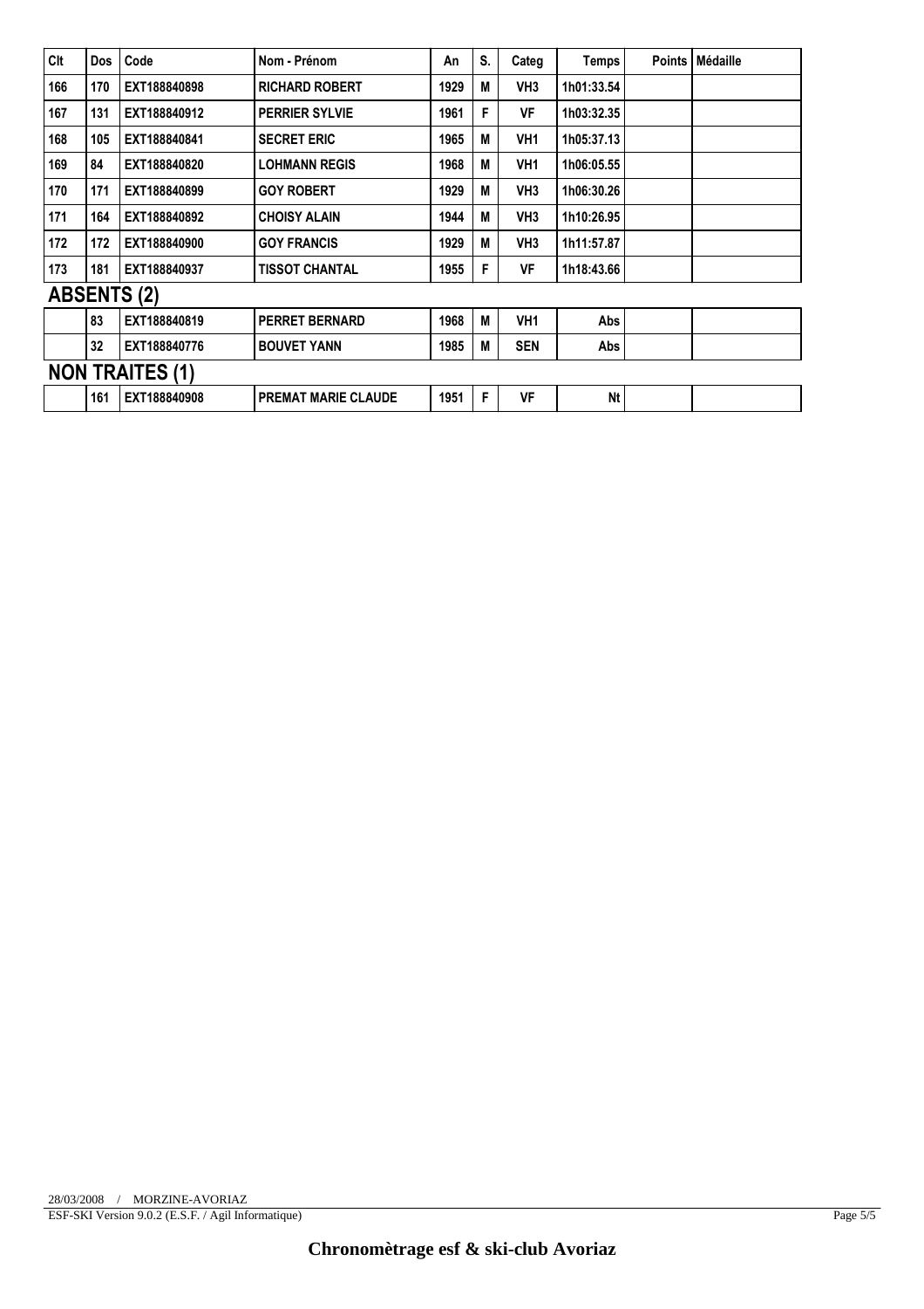| Clt | Dos | Code | Nom - Prénom | An | S. | Categ | Temps | Points | Médaille |
|---|---|---|---|---|---|---|---|---|---|
| 166 | 170 | EXT188840898 | RICHARD ROBERT | 1929 | M | VH3 | 1h01:33.54 | | |
| 167 | 131 | EXT188840912 | PERRIER SYLVIE | 1961 | F | VF | 1h03:32.35 | | |
| 168 | 105 | EXT188840841 | SECRET ERIC | 1965 | M | VH1 | 1h05:37.13 | | |
| 169 | 84 | EXT188840820 | LOHMANN REGIS | 1968 | M | VH1 | 1h06:05.55 | | |
| 170 | 171 | EXT188840899 | GOY ROBERT | 1929 | M | VH3 | 1h06:30.26 | | |
| 171 | 164 | EXT188840892 | CHOISY ALAIN | 1944 | M | VH3 | 1h10:26.95 | | |
| 172 | 172 | EXT188840900 | GOY FRANCIS | 1929 | M | VH3 | 1h11:57.87 | | |
| 173 | 181 | EXT188840937 | TISSOT CHANTAL | 1955 | F | VF | 1h18:43.66 | | |

## ABSENTS (2)

| | | | | | | | | | |
|---|---|---|---|---|---|---|---|---|---|
| | 83 | EXT188840819 | PERRET BERNARD | 1968 | M | VH1 | Abs | | |
| | 32 | EXT188840776 | BOUVET YANN | 1985 | M | SEN | Abs | | |

## NON TRAITES (1)

| | | | | | | | | | |
|---|---|---|---|---|---|---|---|---|---|
| | 161 | EXT188840908 | PREMAT MARIE CLAUDE | 1951 | F | VF | Nt | | |

28/03/2008 / MORZINE-AVORIAZ

ESF-SKI Version 9.0.2 (E.S.F. / Agil Informatique)

**Chronomètrage esf & ski-club Avoriaz**